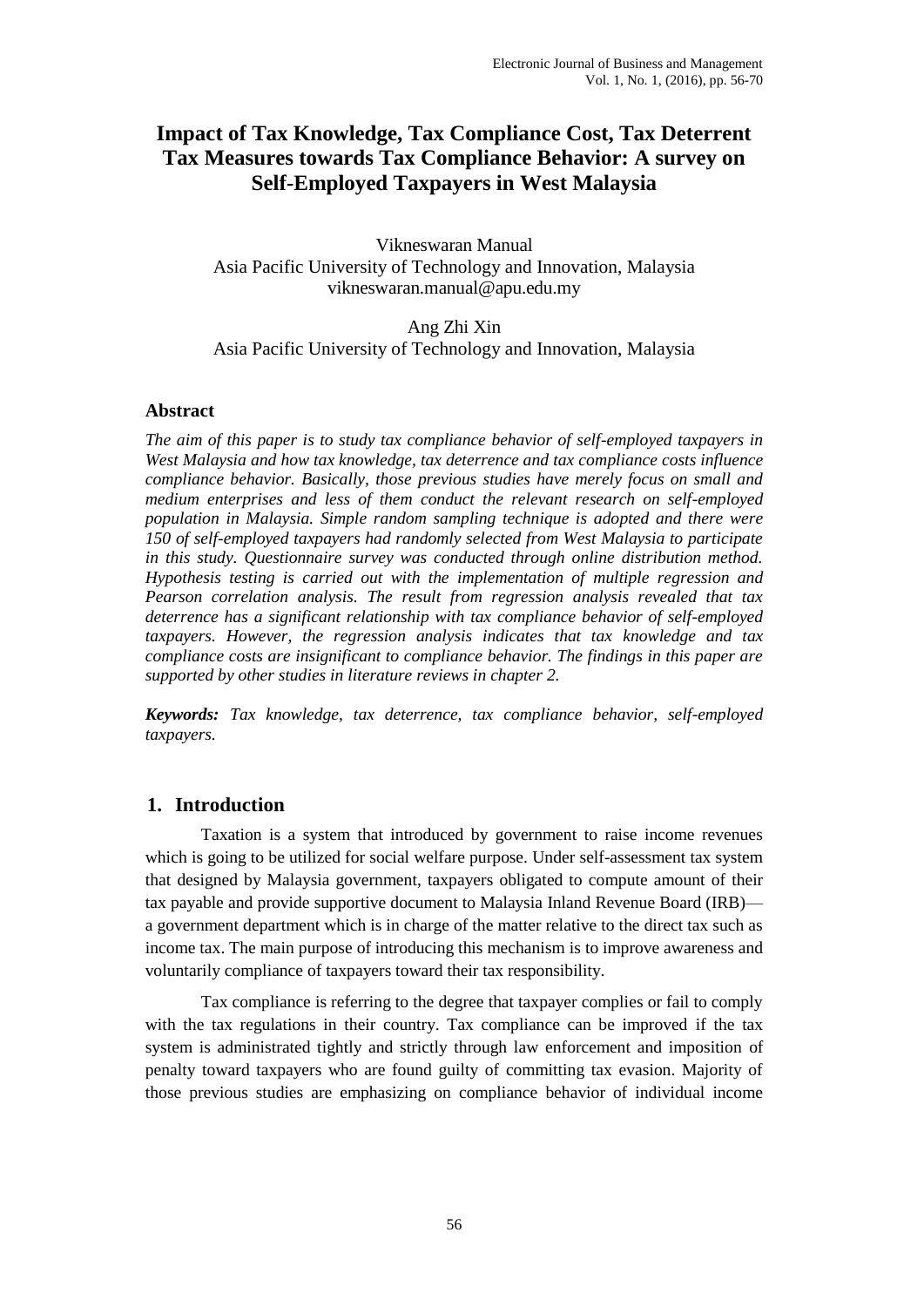# Impact of Tax Knowledge, Tax Compliance Cost, Tax Deterrent Tax Measures towards Tax Compliance Behavior: A survey on Self-Employed Taxpayers in West Malaysia

Vikneswaran Manual
Asia Pacific University of Technology and Innovation, Malaysia
vikneswaran.manual@apu.edu.my

Ang Zhi Xin
Asia Pacific University of Technology and Innovation, Malaysia

## Abstract

*The aim of this paper is to study tax compliance behavior of self-employed taxpayers in West Malaysia and how tax knowledge, tax deterrence and tax compliance costs influence compliance behavior. Basically, those previous studies have merely focus on small and medium enterprises and less of them conduct the relevant research on self-employed population in Malaysia. Simple random sampling technique is adopted and there were 150 of self-employed taxpayers had randomly selected from West Malaysia to participate in this study. Questionnaire survey was conducted through online distribution method. Hypothesis testing is carried out with the implementation of multiple regression and Pearson correlation analysis. The result from regression analysis revealed that tax deterrence has a significant relationship with tax compliance behavior of self-employed taxpayers. However, the regression analysis indicates that tax knowledge and tax compliance costs are insignificant to compliance behavior. The findings in this paper are supported by other studies in literature reviews in chapter 2.*

***Keywords:*** *Tax knowledge, tax deterrence, tax compliance behavior, self-employed taxpayers.*

## 1. Introduction

Taxation is a system that introduced by government to raise income revenues which is going to be utilized for social welfare purpose. Under self-assessment tax system that designed by Malaysia government, taxpayers obligated to compute amount of their tax payable and provide supportive document to Malaysia Inland Revenue Board (IRB)—a government department which is in charge of the matter relative to the direct tax such as income tax. The main purpose of introducing this mechanism is to improve awareness and voluntarily compliance of taxpayers toward their tax responsibility.

Tax compliance is referring to the degree that taxpayer complies or fail to comply with the tax regulations in their country. Tax compliance can be improved if the tax system is administrated tightly and strictly through law enforcement and imposition of penalty toward taxpayers who are found guilty of committing tax evasion. Majority of those previous studies are emphasizing on compliance behavior of individual income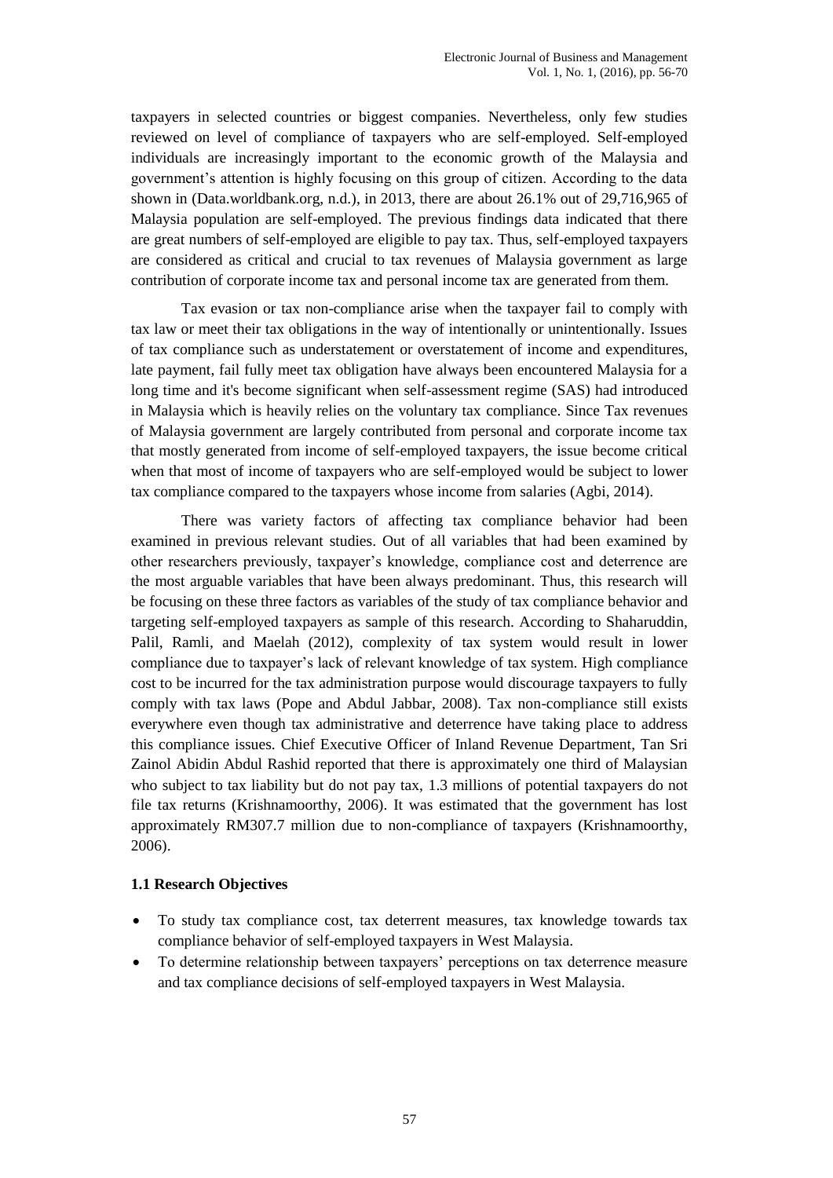taxpayers in selected countries or biggest companies. Nevertheless, only few studies reviewed on level of compliance of taxpayers who are self-employed. Self-employed individuals are increasingly important to the economic growth of the Malaysia and government's attention is highly focusing on this group of citizen. According to the data shown in (Data.worldbank.org, n.d.), in 2013, there are about 26.1% out of 29,716,965 of Malaysia population are self-employed. The previous findings data indicated that there are great numbers of self-employed are eligible to pay tax. Thus, self-employed taxpayers are considered as critical and crucial to tax revenues of Malaysia government as large contribution of corporate income tax and personal income tax are generated from them.

Tax evasion or tax non-compliance arise when the taxpayer fail to comply with tax law or meet their tax obligations in the way of intentionally or unintentionally. Issues of tax compliance such as understatement or overstatement of income and expenditures, late payment, fail fully meet tax obligation have always been encountered Malaysia for a long time and it's become significant when self-assessment regime (SAS) had introduced in Malaysia which is heavily relies on the voluntary tax compliance. Since Tax revenues of Malaysia government are largely contributed from personal and corporate income tax that mostly generated from income of self-employed taxpayers, the issue become critical when that most of income of taxpayers who are self-employed would be subject to lower tax compliance compared to the taxpayers whose income from salaries (Agbi, 2014).

There was variety factors of affecting tax compliance behavior had been examined in previous relevant studies. Out of all variables that had been examined by other researchers previously, taxpayer's knowledge, compliance cost and deterrence are the most arguable variables that have been always predominant. Thus, this research will be focusing on these three factors as variables of the study of tax compliance behavior and targeting self-employed taxpayers as sample of this research. According to Shaharuddin, Palil, Ramli, and Maelah (2012), complexity of tax system would result in lower compliance due to taxpayer's lack of relevant knowledge of tax system. High compliance cost to be incurred for the tax administration purpose would discourage taxpayers to fully comply with tax laws (Pope and Abdul Jabbar, 2008). Tax non-compliance still exists everywhere even though tax administrative and deterrence have taking place to address this compliance issues. Chief Executive Officer of Inland Revenue Department, Tan Sri Zainol Abidin Abdul Rashid reported that there is approximately one third of Malaysian who subject to tax liability but do not pay tax, 1.3 millions of potential taxpayers do not file tax returns (Krishnamoorthy, 2006). It was estimated that the government has lost approximately RM307.7 million due to non-compliance of taxpayers (Krishnamoorthy, 2006).

### 1.1 Research Objectives

- To study tax compliance cost, tax deterrent measures, tax knowledge towards tax compliance behavior of self-employed taxpayers in West Malaysia.
- To determine relationship between taxpayers' perceptions on tax deterrence measure and tax compliance decisions of self-employed taxpayers in West Malaysia.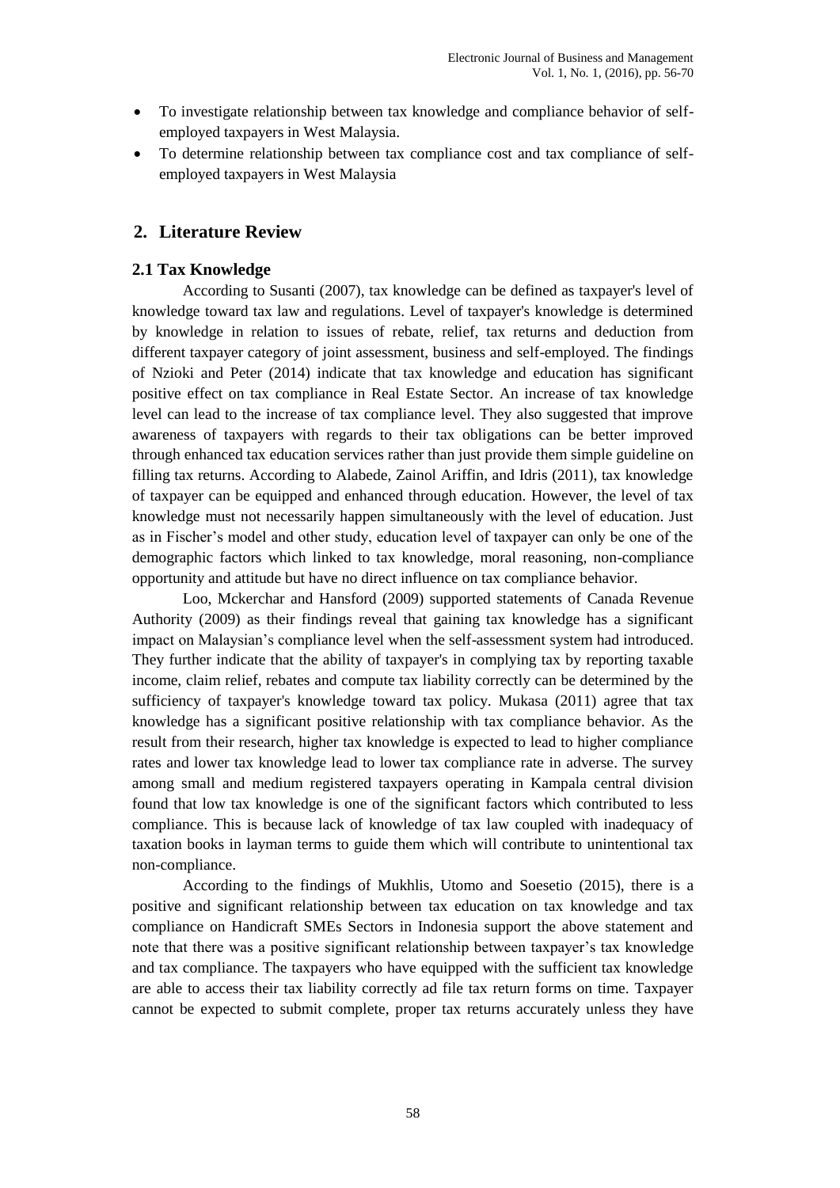- To investigate relationship between tax knowledge and compliance behavior of self-employed taxpayers in West Malaysia.
- To determine relationship between tax compliance cost and tax compliance of self-employed taxpayers in West Malaysia

## 2. Literature Review

### 2.1 Tax Knowledge

According to Susanti (2007), tax knowledge can be defined as taxpayer's level of knowledge toward tax law and regulations. Level of taxpayer's knowledge is determined by knowledge in relation to issues of rebate, relief, tax returns and deduction from different taxpayer category of joint assessment, business and self-employed. The findings of Nzioki and Peter (2014) indicate that tax knowledge and education has significant positive effect on tax compliance in Real Estate Sector. An increase of tax knowledge level can lead to the increase of tax compliance level. They also suggested that improve awareness of taxpayers with regards to their tax obligations can be better improved through enhanced tax education services rather than just provide them simple guideline on filling tax returns. According to Alabede, Zainol Ariffin, and Idris (2011), tax knowledge of taxpayer can be equipped and enhanced through education. However, the level of tax knowledge must not necessarily happen simultaneously with the level of education. Just as in Fischer's model and other study, education level of taxpayer can only be one of the demographic factors which linked to tax knowledge, moral reasoning, non-compliance opportunity and attitude but have no direct influence on tax compliance behavior.

Loo, Mckerchar and Hansford (2009) supported statements of Canada Revenue Authority (2009) as their findings reveal that gaining tax knowledge has a significant impact on Malaysian's compliance level when the self-assessment system had introduced. They further indicate that the ability of taxpayer's in complying tax by reporting taxable income, claim relief, rebates and compute tax liability correctly can be determined by the sufficiency of taxpayer's knowledge toward tax policy. Mukasa (2011) agree that tax knowledge has a significant positive relationship with tax compliance behavior. As the result from their research, higher tax knowledge is expected to lead to higher compliance rates and lower tax knowledge lead to lower tax compliance rate in adverse. The survey among small and medium registered taxpayers operating in Kampala central division found that low tax knowledge is one of the significant factors which contributed to less compliance. This is because lack of knowledge of tax law coupled with inadequacy of taxation books in layman terms to guide them which will contribute to unintentional tax non-compliance.

According to the findings of Mukhlis, Utomo and Soesetio (2015), there is a positive and significant relationship between tax education on tax knowledge and tax compliance on Handicraft SMEs Sectors in Indonesia support the above statement and note that there was a positive significant relationship between taxpayer's tax knowledge and tax compliance. The taxpayers who have equipped with the sufficient tax knowledge are able to access their tax liability correctly ad file tax return forms on time. Taxpayer cannot be expected to submit complete, proper tax returns accurately unless they have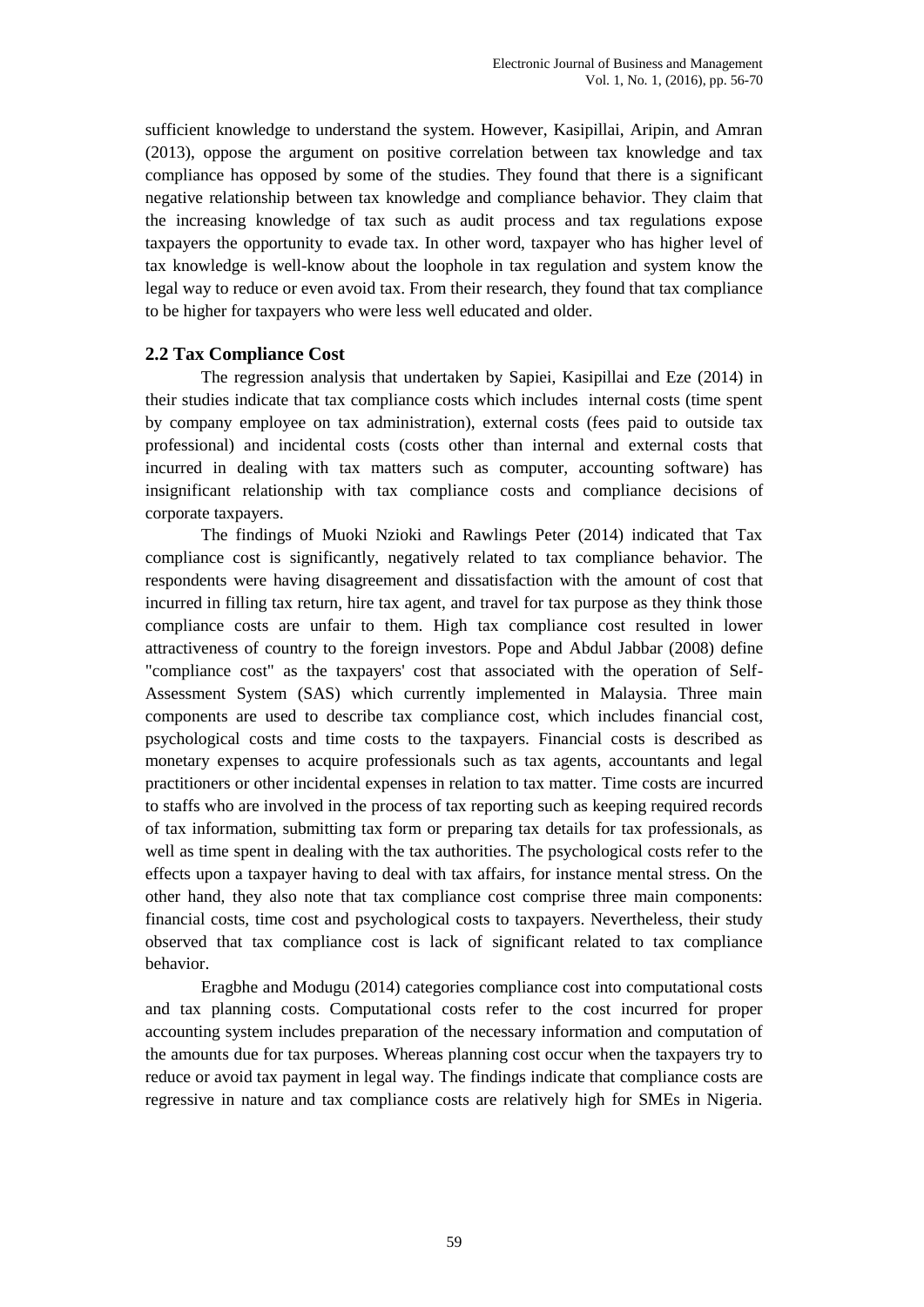sufficient knowledge to understand the system. However, Kasipillai, Aripin, and Amran (2013), oppose the argument on positive correlation between tax knowledge and tax compliance has opposed by some of the studies. They found that there is a significant negative relationship between tax knowledge and compliance behavior. They claim that the increasing knowledge of tax such as audit process and tax regulations expose taxpayers the opportunity to evade tax. In other word, taxpayer who has higher level of tax knowledge is well-know about the loophole in tax regulation and system know the legal way to reduce or even avoid tax. From their research, they found that tax compliance to be higher for taxpayers who were less well educated and older.

## 2.2 Tax Compliance Cost

The regression analysis that undertaken by Sapiei, Kasipillai and Eze (2014) in their studies indicate that tax compliance costs which includes internal costs (time spent by company employee on tax administration), external costs (fees paid to outside tax professional) and incidental costs (costs other than internal and external costs that incurred in dealing with tax matters such as computer, accounting software) has insignificant relationship with tax compliance costs and compliance decisions of corporate taxpayers.

The findings of Muoki Nzioki and Rawlings Peter (2014) indicated that Tax compliance cost is significantly, negatively related to tax compliance behavior. The respondents were having disagreement and dissatisfaction with the amount of cost that incurred in filling tax return, hire tax agent, and travel for tax purpose as they think those compliance costs are unfair to them. High tax compliance cost resulted in lower attractiveness of country to the foreign investors. Pope and Abdul Jabbar (2008) define "compliance cost" as the taxpayers' cost that associated with the operation of Self-Assessment System (SAS) which currently implemented in Malaysia. Three main components are used to describe tax compliance cost, which includes financial cost, psychological costs and time costs to the taxpayers. Financial costs is described as monetary expenses to acquire professionals such as tax agents, accountants and legal practitioners or other incidental expenses in relation to tax matter. Time costs are incurred to staffs who are involved in the process of tax reporting such as keeping required records of tax information, submitting tax form or preparing tax details for tax professionals, as well as time spent in dealing with the tax authorities. The psychological costs refer to the effects upon a taxpayer having to deal with tax affairs, for instance mental stress. On the other hand, they also note that tax compliance cost comprise three main components: financial costs, time cost and psychological costs to taxpayers. Nevertheless, their study observed that tax compliance cost is lack of significant related to tax compliance behavior.

Eragbhe and Modugu (2014) categories compliance cost into computational costs and tax planning costs. Computational costs refer to the cost incurred for proper accounting system includes preparation of the necessary information and computation of the amounts due for tax purposes. Whereas planning cost occur when the taxpayers try to reduce or avoid tax payment in legal way. The findings indicate that compliance costs are regressive in nature and tax compliance costs are relatively high for SMEs in Nigeria.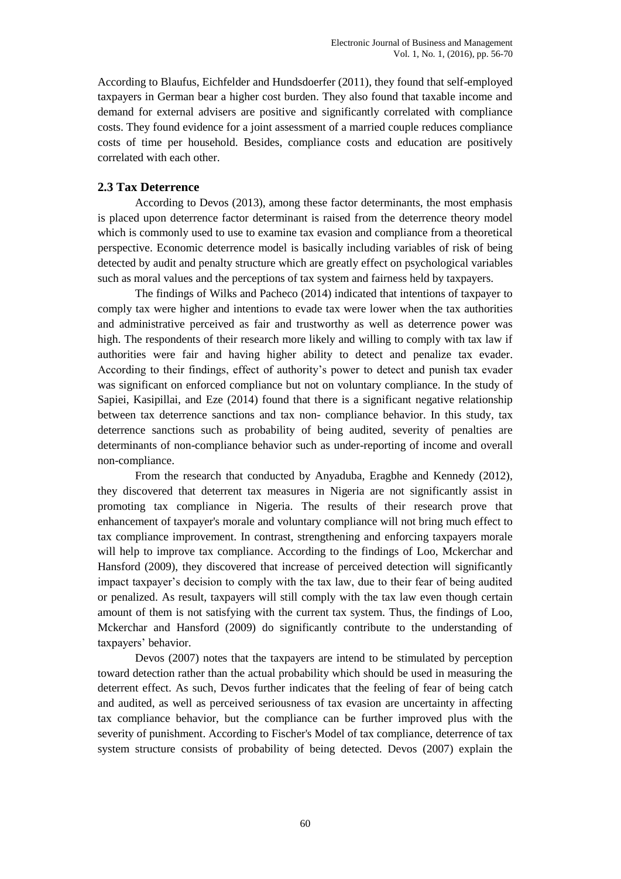According to Blaufus, Eichfelder and Hundsdoerfer (2011), they found that self-employed taxpayers in German bear a higher cost burden. They also found that taxable income and demand for external advisers are positive and significantly correlated with compliance costs. They found evidence for a joint assessment of a married couple reduces compliance costs of time per household. Besides, compliance costs and education are positively correlated with each other.

## 2.3 Tax Deterrence

According to Devos (2013), among these factor determinants, the most emphasis is placed upon deterrence factor determinant is raised from the deterrence theory model which is commonly used to use to examine tax evasion and compliance from a theoretical perspective. Economic deterrence model is basically including variables of risk of being detected by audit and penalty structure which are greatly effect on psychological variables such as moral values and the perceptions of tax system and fairness held by taxpayers.

The findings of Wilks and Pacheco (2014) indicated that intentions of taxpayer to comply tax were higher and intentions to evade tax were lower when the tax authorities and administrative perceived as fair and trustworthy as well as deterrence power was high. The respondents of their research more likely and willing to comply with tax law if authorities were fair and having higher ability to detect and penalize tax evader. According to their findings, effect of authority's power to detect and punish tax evader was significant on enforced compliance but not on voluntary compliance. In the study of Sapiei, Kasipillai, and Eze (2014) found that there is a significant negative relationship between tax deterrence sanctions and tax non- compliance behavior. In this study, tax deterrence sanctions such as probability of being audited, severity of penalties are determinants of non-compliance behavior such as under-reporting of income and overall non-compliance.

From the research that conducted by Anyaduba, Eragbhe and Kennedy (2012), they discovered that deterrent tax measures in Nigeria are not significantly assist in promoting tax compliance in Nigeria. The results of their research prove that enhancement of taxpayer's morale and voluntary compliance will not bring much effect to tax compliance improvement. In contrast, strengthening and enforcing taxpayers morale will help to improve tax compliance. According to the findings of Loo, Mckerchar and Hansford (2009), they discovered that increase of perceived detection will significantly impact taxpayer's decision to comply with the tax law, due to their fear of being audited or penalized. As result, taxpayers will still comply with the tax law even though certain amount of them is not satisfying with the current tax system. Thus, the findings of Loo, Mckerchar and Hansford (2009) do significantly contribute to the understanding of taxpayers' behavior.

Devos (2007) notes that the taxpayers are intend to be stimulated by perception toward detection rather than the actual probability which should be used in measuring the deterrent effect. As such, Devos further indicates that the feeling of fear of being catch and audited, as well as perceived seriousness of tax evasion are uncertainty in affecting tax compliance behavior, but the compliance can be further improved plus with the severity of punishment. According to Fischer's Model of tax compliance, deterrence of tax system structure consists of probability of being detected. Devos (2007) explain the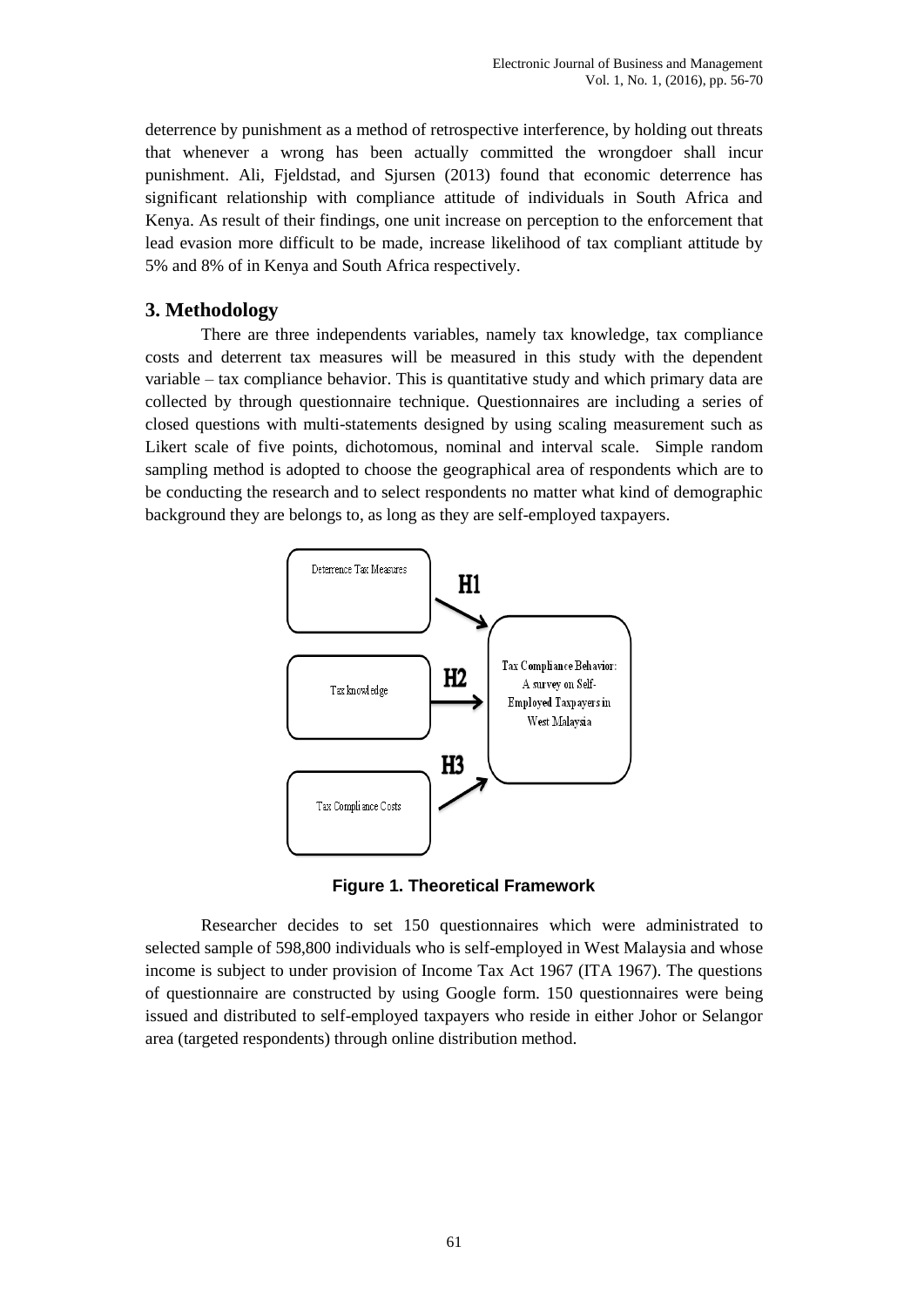deterrence by punishment as a method of retrospective interference, by holding out threats that whenever a wrong has been actually committed the wrongdoer shall incur punishment. Ali, Fjeldstad, and Sjursen (2013) found that economic deterrence has significant relationship with compliance attitude of individuals in South Africa and Kenya. As result of their findings, one unit increase on perception to the enforcement that lead evasion more difficult to be made, increase likelihood of tax compliant attitude by 5% and 8% of in Kenya and South Africa respectively.

## 3. Methodology

There are three independents variables, namely tax knowledge, tax compliance costs and deterrent tax measures will be measured in this study with the dependent variable – tax compliance behavior. This is quantitative study and which primary data are collected by through questionnaire technique. Questionnaires are including a series of closed questions with multi-statements designed by using scaling measurement such as Likert scale of five points, dichotomous, nominal and interval scale. Simple random sampling method is adopted to choose the geographical area of respondents which are to be conducting the research and to select respondents no matter what kind of demographic background they are belongs to, as long as they are self-employed taxpayers.

Deterrence Tax Measures → H1 → Tax Compliance Behavior: A survey on Self-Employed Taxpayers in West Malaysia

Tax knowledge → H2 → Tax Compliance Behavior: A survey on Self-Employed Taxpayers in West Malaysia

Tax Compliance Costs → H3 → Tax Compliance Behavior: A survey on Self-Employed Taxpayers in West Malaysia

**Figure 1. Theoretical Framework**

Researcher decides to set 150 questionnaires which were administrated to selected sample of 598,800 individuals who is self-employed in West Malaysia and whose income is subject to under provision of Income Tax Act 1967 (ITA 1967). The questions of questionnaire are constructed by using Google form. 150 questionnaires were being issued and distributed to self-employed taxpayers who reside in either Johor or Selangor area (targeted respondents) through online distribution method.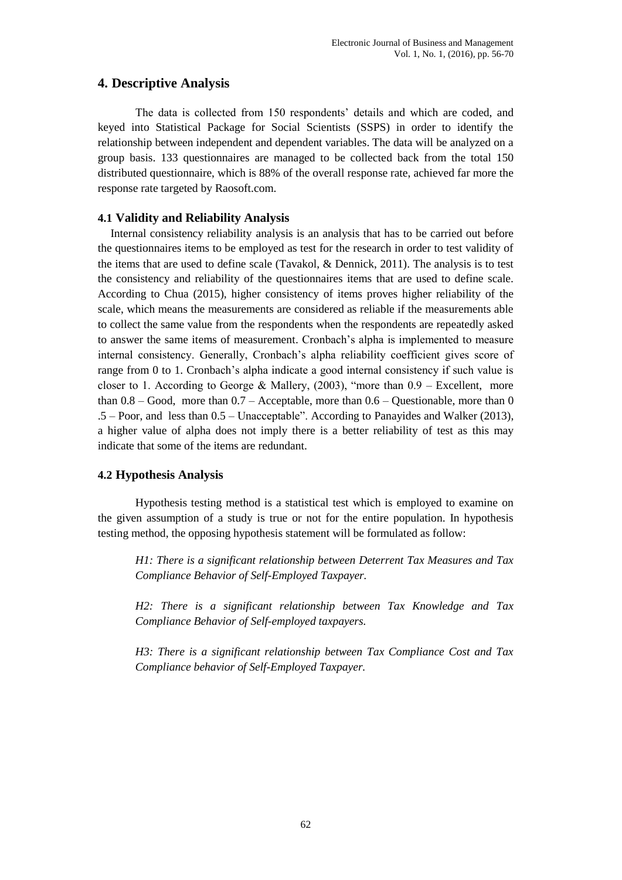## 4. Descriptive Analysis

The data is collected from 150 respondents' details and which are coded, and keyed into Statistical Package for Social Scientists (SSPS) in order to identify the relationship between independent and dependent variables. The data will be analyzed on a group basis. 133 questionnaires are managed to be collected back from the total 150 distributed questionnaire, which is 88% of the overall response rate, achieved far more the response rate targeted by Raosoft.com.

### 4.1 Validity and Reliability Analysis

Internal consistency reliability analysis is an analysis that has to be carried out before the questionnaires items to be employed as test for the research in order to test validity of the items that are used to define scale (Tavakol, & Dennick, 2011). The analysis is to test the consistency and reliability of the questionnaires items that are used to define scale. According to Chua (2015), higher consistency of items proves higher reliability of the scale, which means the measurements are considered as reliable if the measurements able to collect the same value from the respondents when the respondents are repeatedly asked to answer the same items of measurement. Cronbach's alpha is implemented to measure internal consistency. Generally, Cronbach's alpha reliability coefficient gives score of range from 0 to 1. Cronbach's alpha indicate a good internal consistency if such value is closer to 1. According to George & Mallery, (2003), "more than 0.9 – Excellent, more than 0.8 – Good, more than 0.7 – Acceptable, more than 0.6 – Questionable, more than 0 .5 – Poor, and less than 0.5 – Unacceptable". According to Panayides and Walker (2013), a higher value of alpha does not imply there is a better reliability of test as this may indicate that some of the items are redundant.

### 4.2 Hypothesis Analysis

Hypothesis testing method is a statistical test which is employed to examine on the given assumption of a study is true or not for the entire population. In hypothesis testing method, the opposing hypothesis statement will be formulated as follow:

*H1: There is a significant relationship between Deterrent Tax Measures and Tax Compliance Behavior of Self-Employed Taxpayer.*

*H2: There is a significant relationship between Tax Knowledge and Tax Compliance Behavior of Self-employed taxpayers.*

*H3: There is a significant relationship between Tax Compliance Cost and Tax Compliance behavior of Self-Employed Taxpayer.*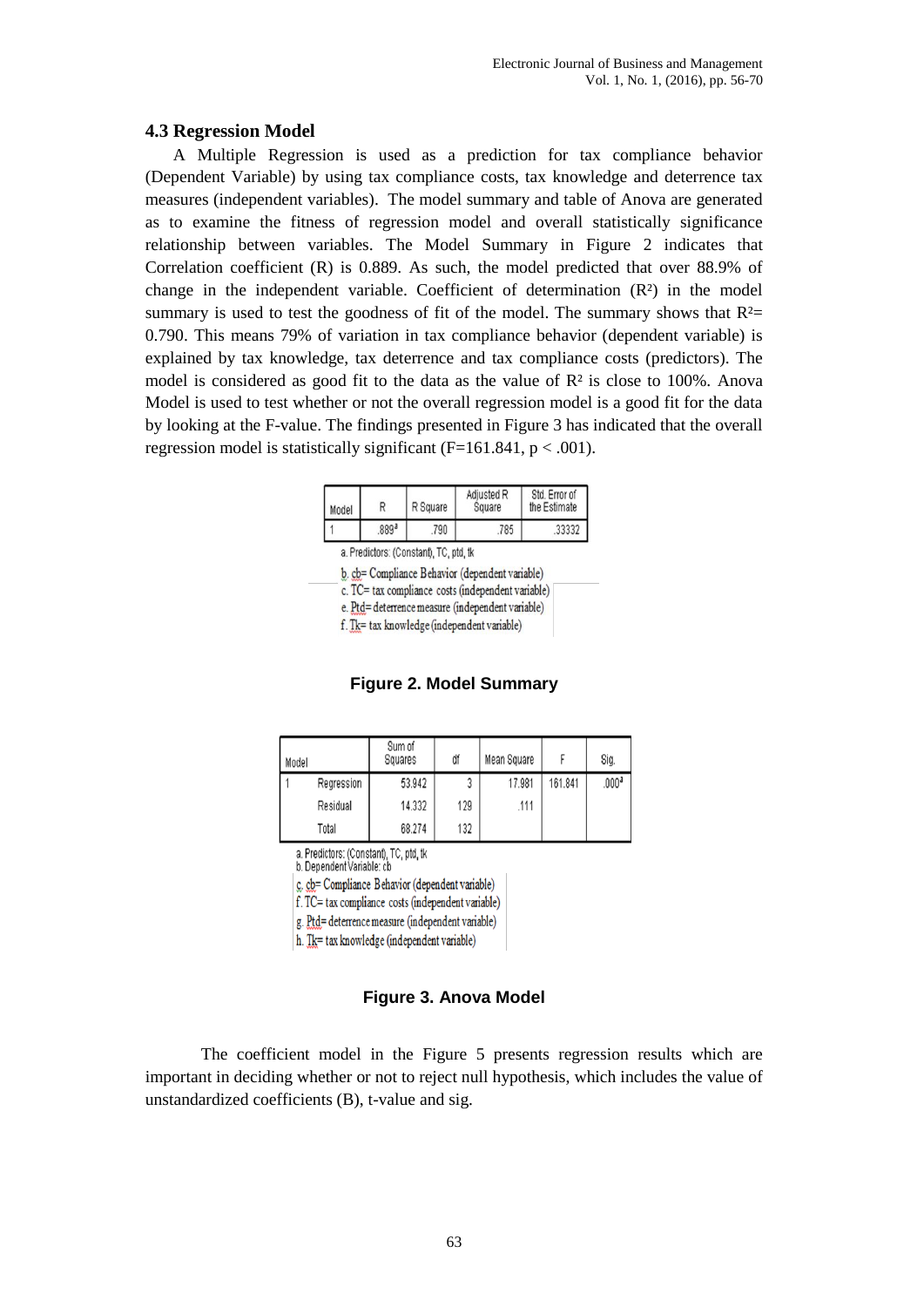### 4.3 Regression Model

A Multiple Regression is used as a prediction for tax compliance behavior (Dependent Variable) by using tax compliance costs, tax knowledge and deterrence tax measures (independent variables). The model summary and table of Anova are generated as to examine the fitness of regression model and overall statistically significance relationship between variables. The Model Summary in Figure 2 indicates that Correlation coefficient (R) is 0.889. As such, the model predicted that over 88.9% of change in the independent variable. Coefficient of determination ($R^2$) in the model summary is used to test the goodness of fit of the model. The summary shows that $R^2 = 0.790$. This means 79% of variation in tax compliance behavior (dependent variable) is explained by tax knowledge, tax deterrence and tax compliance costs (predictors). The model is considered as good fit to the data as the value of $R^2$ is close to 100%. Anova Model is used to test whether or not the overall regression model is a good fit for the data by looking at the F-value. The findings presented in Figure 3 has indicated that the overall regression model is statistically significant ($F=161.841$, $p < .001$).

| Model | R | R Square | Adjusted R Square | Std. Error of the Estimate |
|---|---|---|---|---|
| 1 | .889[a] | .790 | .785 | .33332 |

a. Predictors: (Constant), TC, ptd, tk

b. cb= Compliance Behavior (dependent variable)

c. TC= tax compliance costs (independent variable)

e. Ptd= deterrence measure (independent variable)

f. Tk= tax knowledge (independent variable)

**Figure 2. Model Summary**

| Model | | Sum of Squares | df | Mean Square | F | Sig. |
|---|---|---|---|---|---|---|
| 1 | Regression | 53.942 | 3 | 17.981 | 161.841 | .000[a] |
| | Residual | 14.332 | 129 | .111 | | |
| | Total | 68.274 | 132 | | | |

a. Predictors: (Constant), TC, ptd, tk

b. Dependent Variable: cb

c. cb= Compliance Behavior (dependent variable)

f. TC= tax compliance costs (independent variable)

g. Ptd= deterrence measure (independent variable)

h. Tk= tax knowledge (independent variable)

**Figure 3. Anova Model**

The coefficient model in the Figure 5 presents regression results which are important in deciding whether or not to reject null hypothesis, which includes the value of unstandardized coefficients (B), t-value and sig.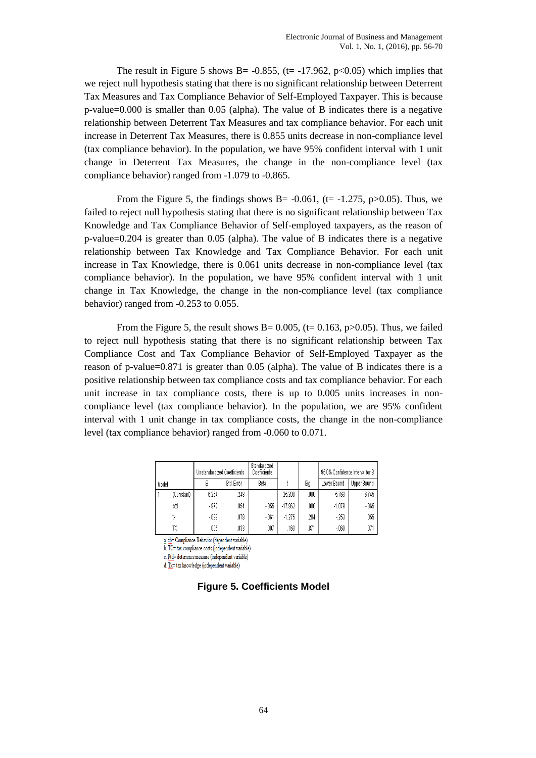The result in Figure 5 shows B= -0.855, (t= -17.962, $p<0.05$) which implies that we reject null hypothesis stating that there is no significant relationship between Deterrent Tax Measures and Tax Compliance Behavior of Self-Employed Taxpayer. This is because p-value=0.000 is smaller than 0.05 (alpha). The value of B indicates there is a negative relationship between Deterrent Tax Measures and tax compliance behavior. For each unit increase in Deterrent Tax Measures, there is 0.855 units decrease in non-compliance level (tax compliance behavior). In the population, we have 95% confident interval with 1 unit change in Deterrent Tax Measures, the change in the non-compliance level (tax compliance behavior) ranged from -1.079 to -0.865.

From the Figure 5, the findings shows B= -0.061, (t= -1.275, $p>0.05$). Thus, we failed to reject null hypothesis stating that there is no significant relationship between Tax Knowledge and Tax Compliance Behavior of Self-employed taxpayers, as the reason of p-value=0.204 is greater than 0.05 (alpha). The value of B indicates there is a negative relationship between Tax Knowledge and Tax Compliance Behavior. For each unit increase in Tax Knowledge, there is 0.061 units decrease in non-compliance level (tax compliance behavior). In the population, we have 95% confident interval with 1 unit change in Tax Knowledge, the change in the non-compliance level (tax compliance behavior) ranged from -0.253 to 0.055.

From the Figure 5, the result shows B= 0.005, (t= 0.163, $p>0.05$). Thus, we failed to reject null hypothesis stating that there is no significant relationship between Tax Compliance Cost and Tax Compliance Behavior of Self-Employed Taxpayer as the reason of p-value=0.871 is greater than 0.05 (alpha). The value of B indicates there is a positive relationship between tax compliance costs and tax compliance behavior. For each unit increase in tax compliance costs, there is up to 0.005 units increases in non-compliance level (tax compliance behavior). In the population, we are 95% confident interval with 1 unit change in tax compliance costs, the change in the non-compliance level (tax compliance behavior) ranged from -0.060 to 0.071.

| Model | | Unstandardized Coefficients | | Standardized Coefficients | t | Sig. | 95.0% Confidence Interval for B | |
|---|---|---|---|---|---|---|---|---|
| | | B | Std. Error | Beta | | | Lower Bound | Upper Bound |
| 1 | (Constant) | 6.254 | .248 | | 25.200 | .000 | 5.763 | 6.745 |
| | ptd | -.972 | .054 | -.855 | -17.962 | .000 | -1.079 | -.865 |
| | tk | -.099 | .078 | -.061 | -1.275 | .204 | -.253 | .055 |
| | TC | .005 | .033 | .007 | .163 | .871 | -.060 | .071 |

a. cb= Compliance Behavior (dependent variable)
b. TC= tax compliance costs (independent variable)
c. Ptd= deterrence measure (independent variable)
d. Tk= tax knowledge (independent variable)

**Figure 5. Coefficients Model**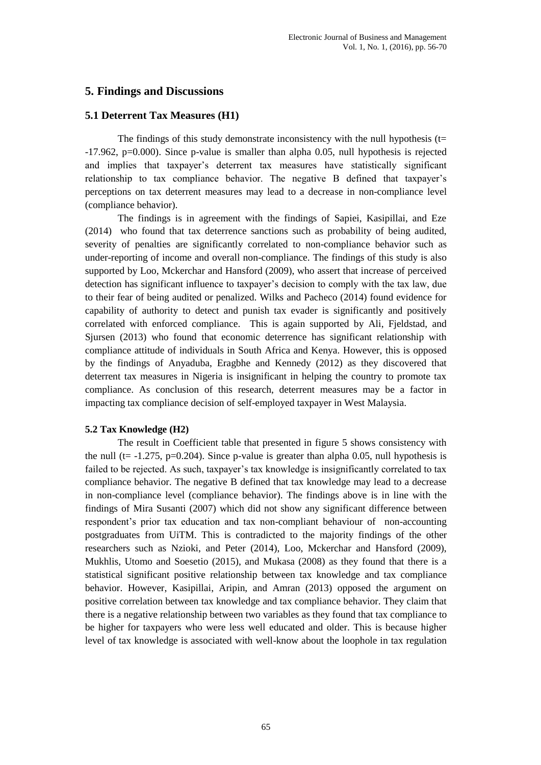## 5. Findings and Discussions

### 5.1 Deterrent Tax Measures (H1)

The findings of this study demonstrate inconsistency with the null hypothesis ($t = -17.962$, $p=0.000$). Since p-value is smaller than alpha 0.05, null hypothesis is rejected and implies that taxpayer's deterrent tax measures have statistically significant relationship to tax compliance behavior. The negative B defined that taxpayer's perceptions on tax deterrent measures may lead to a decrease in non-compliance level (compliance behavior).

The findings is in agreement with the findings of Sapiei, Kasipillai, and Eze (2014) who found that tax deterrence sanctions such as probability of being audited, severity of penalties are significantly correlated to non-compliance behavior such as under-reporting of income and overall non-compliance. The findings of this study is also supported by Loo, Mckerchar and Hansford (2009), who assert that increase of perceived detection has significant influence to taxpayer's decision to comply with the tax law, due to their fear of being audited or penalized. Wilks and Pacheco (2014) found evidence for capability of authority to detect and punish tax evader is significantly and positively correlated with enforced compliance. This is again supported by Ali, Fjeldstad, and Sjursen (2013) who found that economic deterrence has significant relationship with compliance attitude of individuals in South Africa and Kenya. However, this is opposed by the findings of Anyaduba, Eragbhe and Kennedy (2012) as they discovered that deterrent tax measures in Nigeria is insignificant in helping the country to promote tax compliance. As conclusion of this research, deterrent measures may be a factor in impacting tax compliance decision of self-employed taxpayer in West Malaysia.

#### 5.2 Tax Knowledge (H2)

The result in Coefficient table that presented in figure 5 shows consistency with the null ($t = -1.275$, $p=0.204$). Since p-value is greater than alpha 0.05, null hypothesis is failed to be rejected. As such, taxpayer's tax knowledge is insignificantly correlated to tax compliance behavior. The negative B defined that tax knowledge may lead to a decrease in non-compliance level (compliance behavior). The findings above is in line with the findings of Mira Susanti (2007) which did not show any significant difference between respondent's prior tax education and tax non-compliant behaviour of non-accounting postgraduates from UiTM. This is contradicted to the majority findings of the other researchers such as Nzioki, and Peter (2014), Loo, Mckerchar and Hansford (2009), Mukhlis, Utomo and Soesetio (2015), and Mukasa (2008) as they found that there is a statistical significant positive relationship between tax knowledge and tax compliance behavior. However, Kasipillai, Aripin, and Amran (2013) opposed the argument on positive correlation between tax knowledge and tax compliance behavior. They claim that there is a negative relationship between two variables as they found that tax compliance to be higher for taxpayers who were less well educated and older. This is because higher level of tax knowledge is associated with well-know about the loophole in tax regulation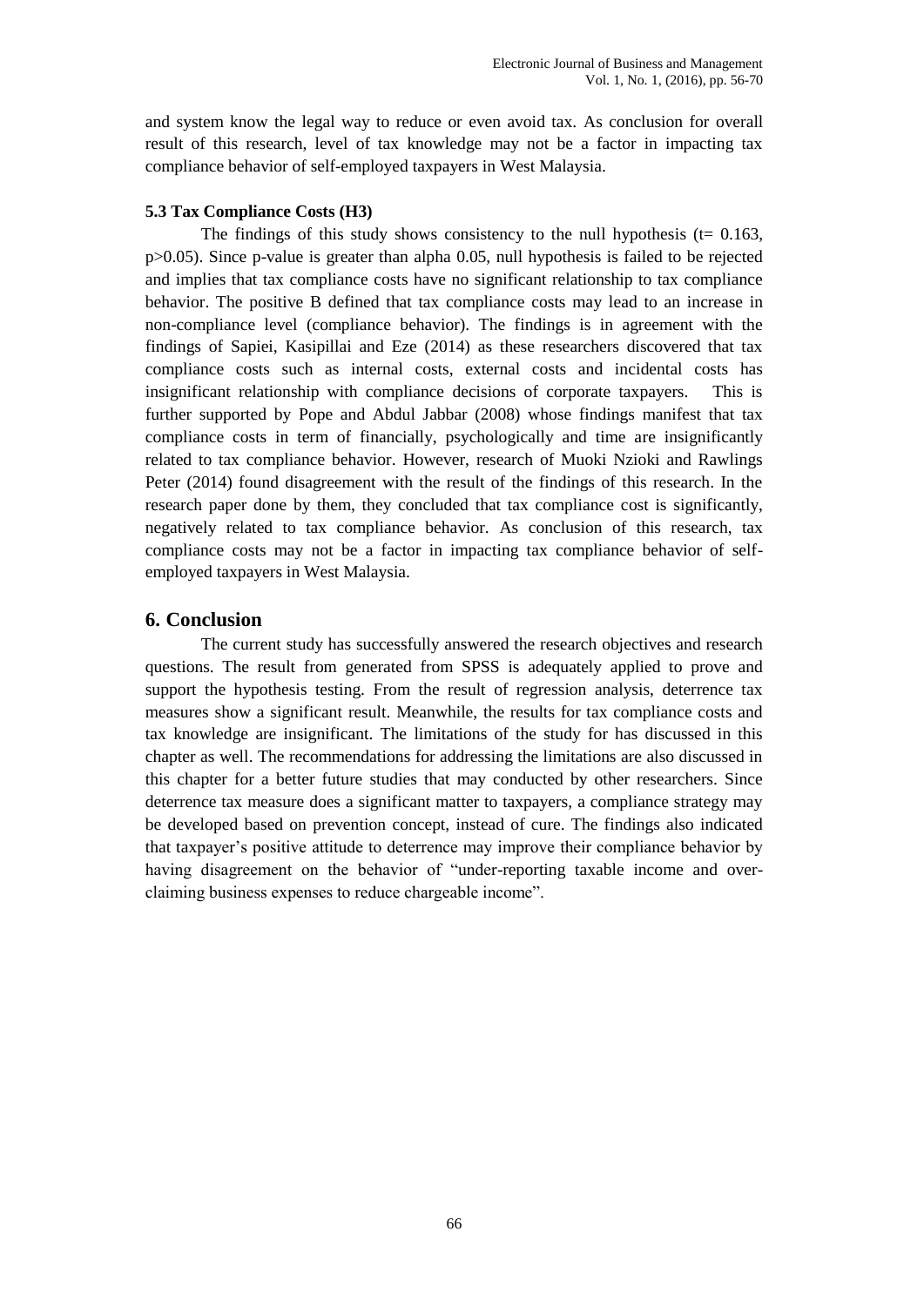and system know the legal way to reduce or even avoid tax. As conclusion for overall result of this research, level of tax knowledge may not be a factor in impacting tax compliance behavior of self-employed taxpayers in West Malaysia.

### 5.3 Tax Compliance Costs (H3)

The findings of this study shows consistency to the null hypothesis ($t = 0.163$, $p > 0.05$). Since p-value is greater than alpha 0.05, null hypothesis is failed to be rejected and implies that tax compliance costs have no significant relationship to tax compliance behavior. The positive B defined that tax compliance costs may lead to an increase in non-compliance level (compliance behavior). The findings is in agreement with the findings of Sapiei, Kasipillai and Eze (2014) as these researchers discovered that tax compliance costs such as internal costs, external costs and incidental costs has insignificant relationship with compliance decisions of corporate taxpayers. This is further supported by Pope and Abdul Jabbar (2008) whose findings manifest that tax compliance costs in term of financially, psychologically and time are insignificantly related to tax compliance behavior. However, research of Muoki Nzioki and Rawlings Peter (2014) found disagreement with the result of the findings of this research. In the research paper done by them, they concluded that tax compliance cost is significantly, negatively related to tax compliance behavior. As conclusion of this research, tax compliance costs may not be a factor in impacting tax compliance behavior of self-employed taxpayers in West Malaysia.

## 6. Conclusion

The current study has successfully answered the research objectives and research questions. The result from generated from SPSS is adequately applied to prove and support the hypothesis testing. From the result of regression analysis, deterrence tax measures show a significant result. Meanwhile, the results for tax compliance costs and tax knowledge are insignificant. The limitations of the study for has discussed in this chapter as well. The recommendations for addressing the limitations are also discussed in this chapter for a better future studies that may conducted by other researchers. Since deterrence tax measure does a significant matter to taxpayers, a compliance strategy may be developed based on prevention concept, instead of cure. The findings also indicated that taxpayer's positive attitude to deterrence may improve their compliance behavior by having disagreement on the behavior of "under-reporting taxable income and over-claiming business expenses to reduce chargeable income".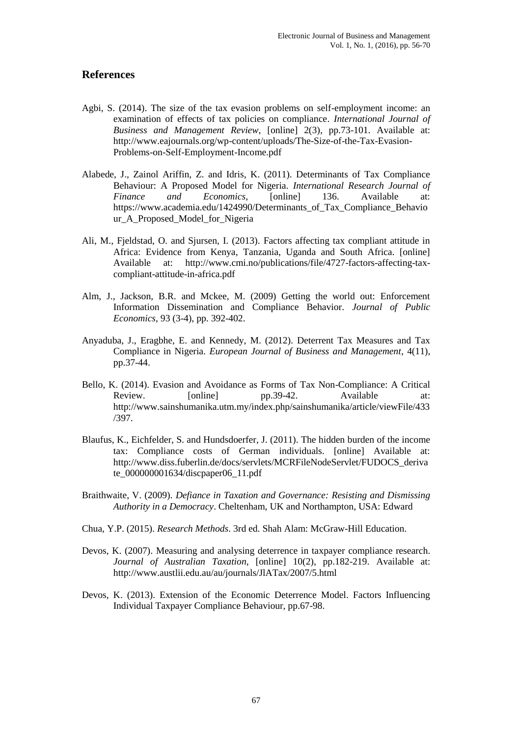## References

Agbi, S. (2014). The size of the tax evasion problems on self-employment income: an examination of effects of tax policies on compliance. *International Journal of Business and Management Review*, [online] 2(3), pp.73-101. Available at: http://www.eajournals.org/wp-content/uploads/The-Size-of-the-Tax-Evasion-Problems-on-Self-Employment-Income.pdf

Alabede, J., Zainol Ariffin, Z. and Idris, K. (2011). Determinants of Tax Compliance Behaviour: A Proposed Model for Nigeria. *International Research Journal of Finance and Economics*, [online] 136. Available at: https://www.academia.edu/1424990/Determinants_of_Tax_Compliance_Behaviour_A_Proposed_Model_for_Nigeria

Ali, M., Fjeldstad, O. and Sjursen, I. (2013). Factors affecting tax compliant attitude in Africa: Evidence from Kenya, Tanzania, Uganda and South Africa. [online] Available at: http://www.cmi.no/publications/file/4727-factors-affecting-tax-compliant-attitude-in-africa.pdf

Alm, J., Jackson, B.R. and Mckee, M. (2009) Getting the world out: Enforcement Information Dissemination and Compliance Behavior. *Journal of Public Economics*, 93 (3-4), pp. 392-402.

Anyaduba, J., Eragbhe, E. and Kennedy, M. (2012). Deterrent Tax Measures and Tax Compliance in Nigeria. *European Journal of Business and Management*, 4(11), pp.37-44.

Bello, K. (2014). Evasion and Avoidance as Forms of Tax Non-Compliance: A Critical Review. [online] pp.39-42. Available at: http://www.sainshumanika.utm.my/index.php/sainshumanika/article/viewFile/433/397.

Blaufus, K., Eichfelder, S. and Hundsdoerfer, J. (2011). The hidden burden of the income tax: Compliance costs of German individuals. [online] Available at: http://www.diss.fuberlin.de/docs/servlets/MCRFileNodeServlet/FUDOCS_derivate_000000001634/discpaper06_11.pdf

Braithwaite, V. (2009). *Defiance in Taxation and Governance: Resisting and Dismissing Authority in a Democracy*. Cheltenham, UK and Northampton, USA: Edward

Chua, Y.P. (2015). *Research Methods*. 3rd ed. Shah Alam: McGraw-Hill Education.

Devos, K. (2007). Measuring and analysing deterrence in taxpayer compliance research. *Journal of Australian Taxation*, [online] 10(2), pp.182-219. Available at: http://www.austlii.edu.au/au/journals/JlATax/2007/5.html

Devos, K. (2013). Extension of the Economic Deterrence Model. Factors Influencing Individual Taxpayer Compliance Behaviour, pp.67-98.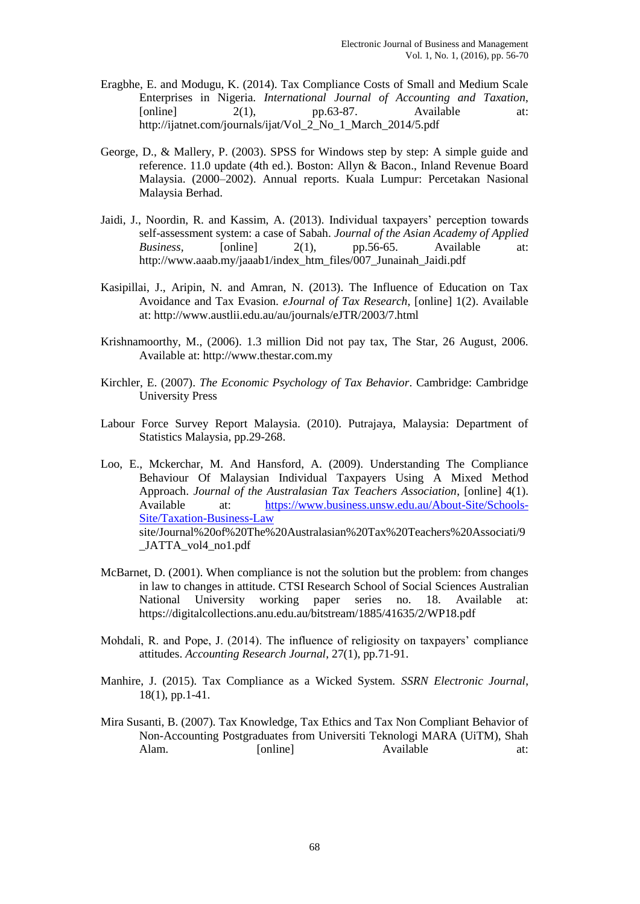Eragbhe, E. and Modugu, K. (2014). Tax Compliance Costs of Small and Medium Scale Enterprises in Nigeria. *International Journal of Accounting and Taxation*, [online] 2(1), pp.63-87. Available at: http://ijatnet.com/journals/ijat/Vol_2_No_1_March_2014/5.pdf

George, D., & Mallery, P. (2003). SPSS for Windows step by step: A simple guide and reference. 11.0 update (4th ed.). Boston: Allyn & Bacon., Inland Revenue Board Malaysia. (2000–2002). Annual reports. Kuala Lumpur: Percetakan Nasional Malaysia Berhad.

Jaidi, J., Noordin, R. and Kassim, A. (2013). Individual taxpayers' perception towards self-assessment system: a case of Sabah. *Journal of the Asian Academy of Applied Business*, [online] 2(1), pp.56-65. Available at: http://www.aaab.my/jaaab1/index_htm_files/007_Junainah_Jaidi.pdf

Kasipillai, J., Aripin, N. and Amran, N. (2013). The Influence of Education on Tax Avoidance and Tax Evasion. *eJournal of Tax Research*, [online] 1(2). Available at: http://www.austlii.edu.au/au/journals/eJTR/2003/7.html

Krishnamoorthy, M., (2006). 1.3 million Did not pay tax, The Star, 26 August, 2006. Available at: http://www.thestar.com.my

Kirchler, E. (2007). *The Economic Psychology of Tax Behavior*. Cambridge: Cambridge University Press

Labour Force Survey Report Malaysia. (2010). Putrajaya, Malaysia: Department of Statistics Malaysia, pp.29-268.

Loo, E., Mckerchar, M. And Hansford, A. (2009). Understanding The Compliance Behaviour Of Malaysian Individual Taxpayers Using A Mixed Method Approach. *Journal of the Australasian Tax Teachers Association*, [online] 4(1). Available at: https://www.business.unsw.edu.au/About-Site/Schools-Site/Taxation-Business-Law site/Journal%20of%20The%20Australasian%20Tax%20Teachers%20Associati/9_JATTA_vol4_no1.pdf

McBarnet, D. (2001). When compliance is not the solution but the problem: from changes in law to changes in attitude. CTSI Research School of Social Sciences Australian National University working paper series no. 18. Available at: https://digitalcollections.anu.edu.au/bitstream/1885/41635/2/WP18.pdf

Mohdali, R. and Pope, J. (2014). The influence of religiosity on taxpayers' compliance attitudes. *Accounting Research Journal*, 27(1), pp.71-91.

Manhire, J. (2015). Tax Compliance as a Wicked System. *SSRN Electronic Journal*, 18(1), pp.1-41.

Mira Susanti, B. (2007). Tax Knowledge, Tax Ethics and Tax Non Compliant Behavior of Non-Accounting Postgraduates from Universiti Teknologi MARA (UiTM), Shah Alam. [online] Available at: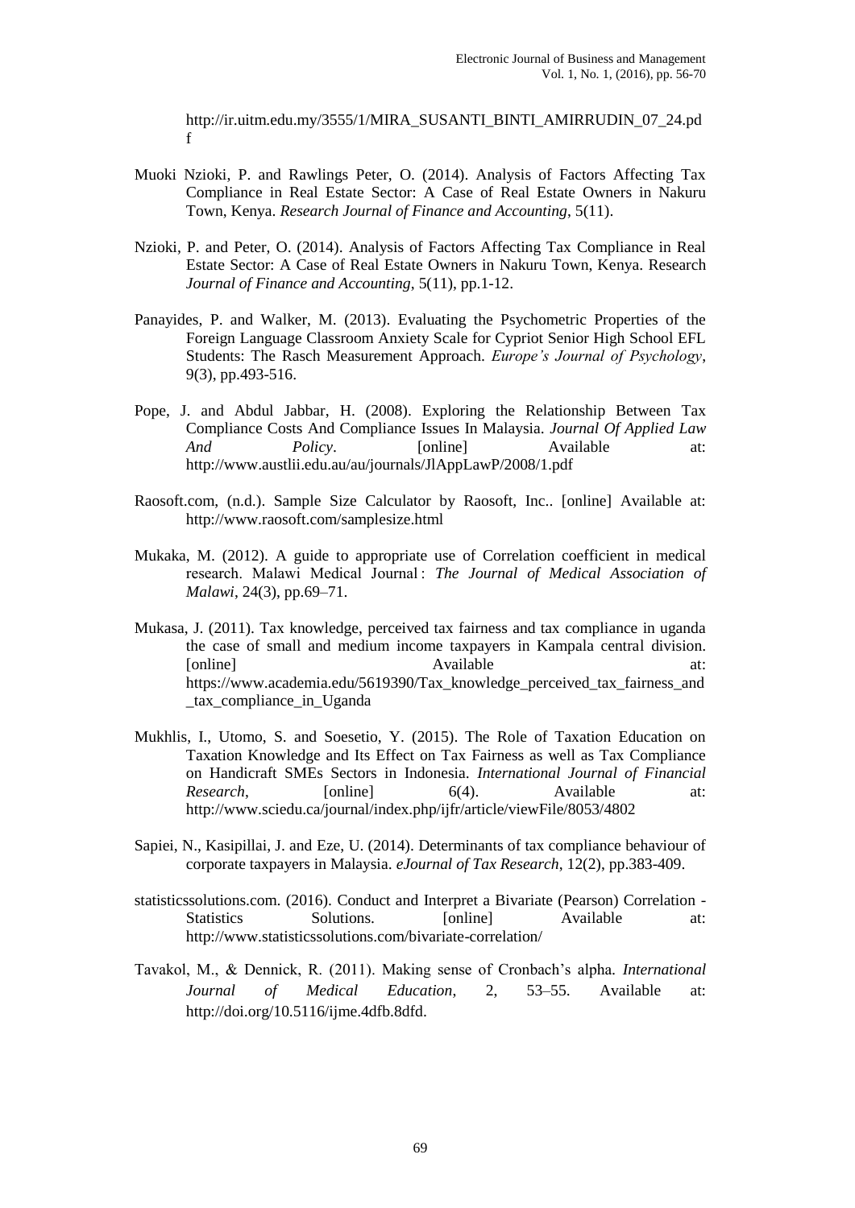http://ir.uitm.edu.my/3555/1/MIRA_SUSANTI_BINTI_AMIRRUDIN_07_24.pdf

Muoki Nzioki, P. and Rawlings Peter, O. (2014). Analysis of Factors Affecting Tax Compliance in Real Estate Sector: A Case of Real Estate Owners in Nakuru Town, Kenya. *Research Journal of Finance and Accounting*, 5(11).

Nzioki, P. and Peter, O. (2014). Analysis of Factors Affecting Tax Compliance in Real Estate Sector: A Case of Real Estate Owners in Nakuru Town, Kenya. Research *Journal of Finance and Accounting*, 5(11), pp.1-12.

Panayides, P. and Walker, M. (2013). Evaluating the Psychometric Properties of the Foreign Language Classroom Anxiety Scale for Cypriot Senior High School EFL Students: The Rasch Measurement Approach. *Europe's Journal of Psychology*, 9(3), pp.493-516.

Pope, J. and Abdul Jabbar, H. (2008). Exploring the Relationship Between Tax Compliance Costs And Compliance Issues In Malaysia. *Journal Of Applied Law And Policy*. [online] Available at: http://www.austlii.edu.au/au/journals/JlAppLawP/2008/1.pdf

Raosoft.com, (n.d.). Sample Size Calculator by Raosoft, Inc.. [online] Available at: http://www.raosoft.com/samplesize.html

Mukaka, M. (2012). A guide to appropriate use of Correlation coefficient in medical research. Malawi Medical Journal : *The Journal of Medical Association of Malawi*, 24(3), pp.69–71.

Mukasa, J. (2011). Tax knowledge, perceived tax fairness and tax compliance in uganda the case of small and medium income taxpayers in Kampala central division. [online] Available at: https://www.academia.edu/5619390/Tax_knowledge_perceived_tax_fairness_and_tax_compliance_in_Uganda

Mukhlis, I., Utomo, S. and Soesetio, Y. (2015). The Role of Taxation Education on Taxation Knowledge and Its Effect on Tax Fairness as well as Tax Compliance on Handicraft SMEs Sectors in Indonesia. *International Journal of Financial Research*, [online] 6(4). Available at: http://www.sciedu.ca/journal/index.php/ijfr/article/viewFile/8053/4802

Sapiei, N., Kasipillai, J. and Eze, U. (2014). Determinants of tax compliance behaviour of corporate taxpayers in Malaysia. *eJournal of Tax Research*, 12(2), pp.383-409.

statisticssolutions.com. (2016). Conduct and Interpret a Bivariate (Pearson) Correlation - Statistics Solutions. [online] Available at: http://www.statisticssolutions.com/bivariate-correlation/

Tavakol, M., & Dennick, R. (2011). Making sense of Cronbach's alpha. *International Journal of Medical Education*, 2, 53–55. Available at: http://doi.org/10.5116/ijme.4dfb.8dfd.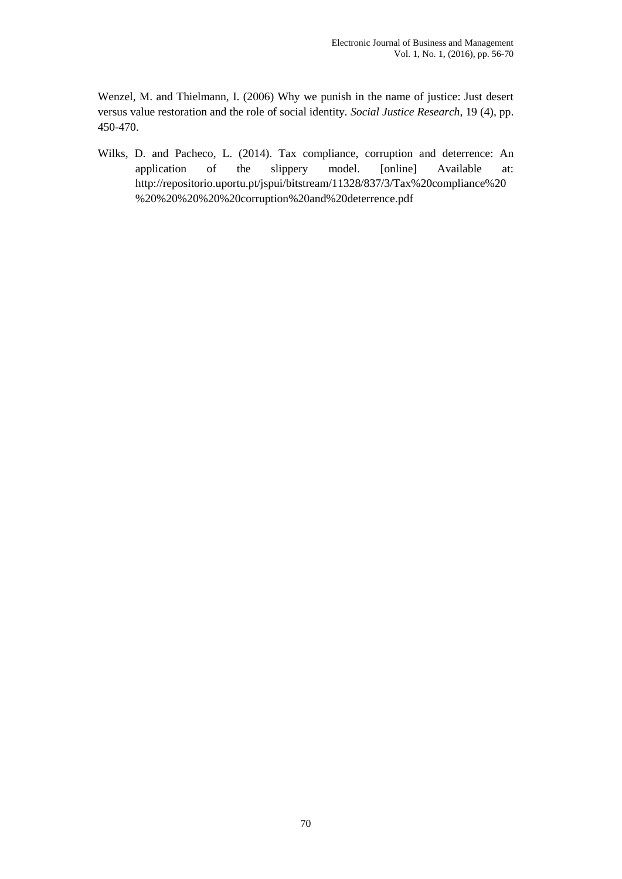Wenzel, M. and Thielmann, I. (2006) Why we punish in the name of justice: Just desert versus value restoration and the role of social identity. *Social Justice Research*, 19 (4), pp. 450-470.

Wilks, D. and Pacheco, L. (2014). Tax compliance, corruption and deterrence: An application of the slippery model. [online] Available at: http://repositorio.uportu.pt/jspui/bitstream/11328/837/3/Tax%20compliance%20%20%20%20%20%20corruption%20and%20deterrence.pdf